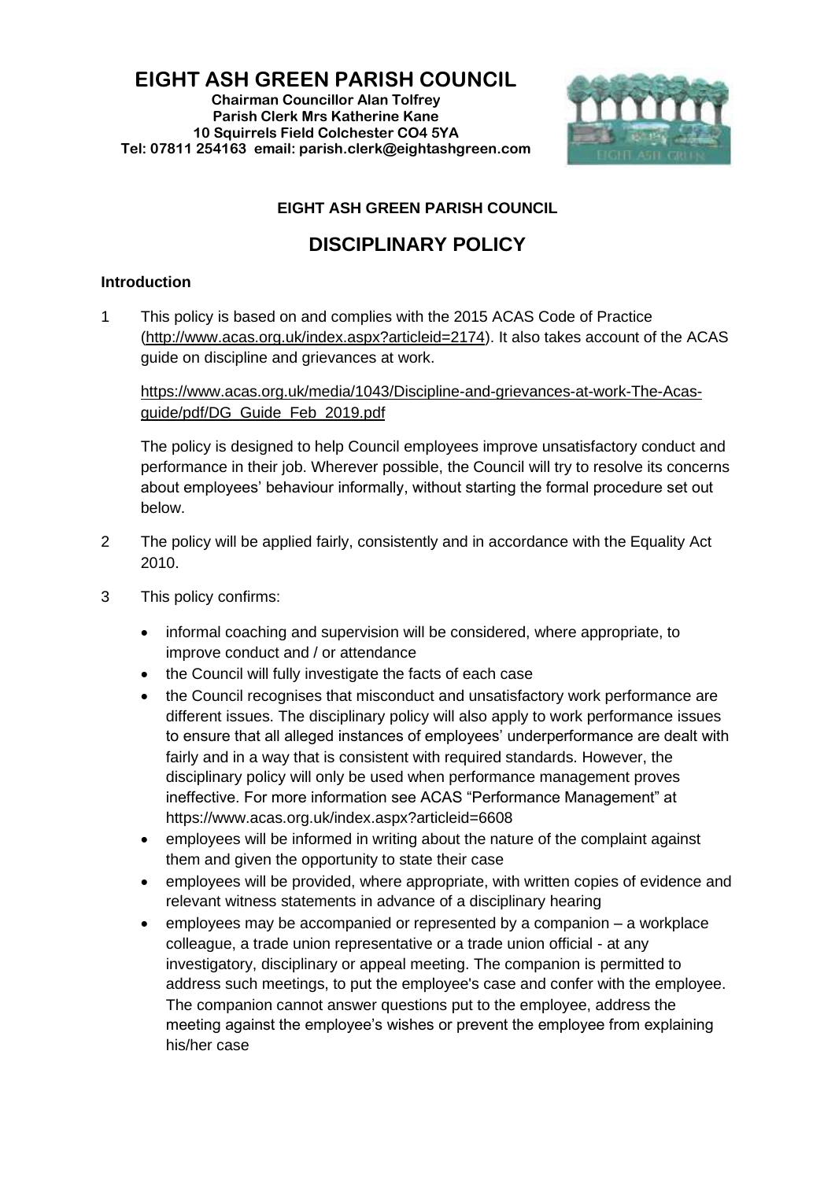# EIGHT ASH GREEN PARISH COUNCIL

**Chairman Councillor Alan Tolfrey**
**Parish Clerk Mrs Katherine Kane**
**10 Squirrels Field Colchester CO4 5YA**
**Tel: 07811 254163 email: parish.clerk@eightashgreen.com**

**EIGHT ASH GREEN PARISH COUNCIL**

## DISCIPLINARY POLICY

### Introduction

1 This policy is based on and complies with the 2015 ACAS Code of Practice (http://www.acas.org.uk/index.aspx?articleid=2174). It also takes account of the ACAS guide on discipline and grievances at work.

https://www.acas.org.uk/media/1043/Discipline-and-grievances-at-work-The-Acas-guide/pdf/DG_Guide_Feb_2019.pdf

The policy is designed to help Council employees improve unsatisfactory conduct and performance in their job. Wherever possible, the Council will try to resolve its concerns about employees' behaviour informally, without starting the formal procedure set out below.

2 The policy will be applied fairly, consistently and in accordance with the Equality Act 2010.

3 This policy confirms:

- informal coaching and supervision will be considered, where appropriate, to improve conduct and / or attendance
- the Council will fully investigate the facts of each case
- the Council recognises that misconduct and unsatisfactory work performance are different issues. The disciplinary policy will also apply to work performance issues to ensure that all alleged instances of employees' underperformance are dealt with fairly and in a way that is consistent with required standards. However, the disciplinary policy will only be used when performance management proves ineffective. For more information see ACAS "Performance Management" at https://www.acas.org.uk/index.aspx?articleid=6608
- employees will be informed in writing about the nature of the complaint against them and given the opportunity to state their case
- employees will be provided, where appropriate, with written copies of evidence and relevant witness statements in advance of a disciplinary hearing
- employees may be accompanied or represented by a companion – a workplace colleague, a trade union representative or a trade union official - at any investigatory, disciplinary or appeal meeting. The companion is permitted to address such meetings, to put the employee's case and confer with the employee. The companion cannot answer questions put to the employee, address the meeting against the employee's wishes or prevent the employee from explaining his/her case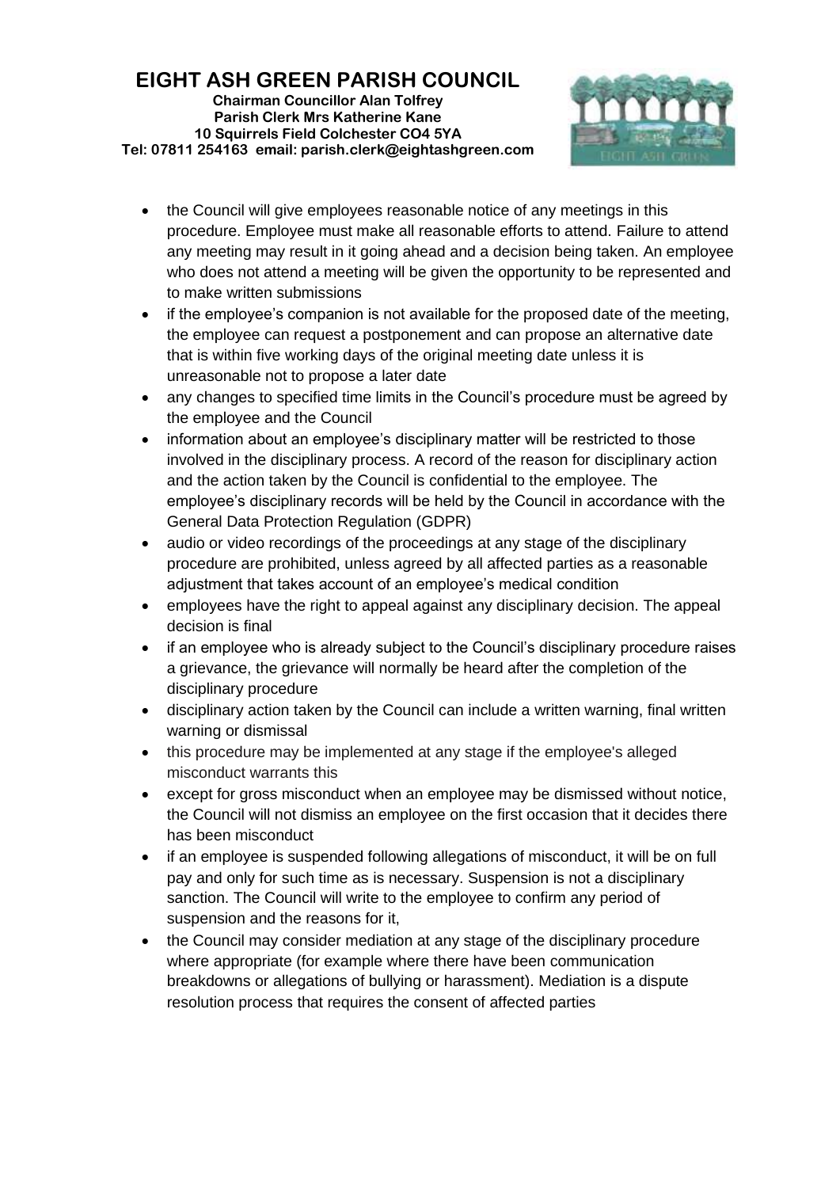- the Council will give employees reasonable notice of any meetings in this procedure. Employee must make all reasonable efforts to attend. Failure to attend any meeting may result in it going ahead and a decision being taken. An employee who does not attend a meeting will be given the opportunity to be represented and to make written submissions
- if the employee's companion is not available for the proposed date of the meeting, the employee can request a postponement and can propose an alternative date that is within five working days of the original meeting date unless it is unreasonable not to propose a later date
- any changes to specified time limits in the Council's procedure must be agreed by the employee and the Council
- information about an employee's disciplinary matter will be restricted to those involved in the disciplinary process. A record of the reason for disciplinary action and the action taken by the Council is confidential to the employee. The employee's disciplinary records will be held by the Council in accordance with the General Data Protection Regulation (GDPR)
- audio or video recordings of the proceedings at any stage of the disciplinary procedure are prohibited, unless agreed by all affected parties as a reasonable adjustment that takes account of an employee's medical condition
- employees have the right to appeal against any disciplinary decision. The appeal decision is final
- if an employee who is already subject to the Council's disciplinary procedure raises a grievance, the grievance will normally be heard after the completion of the disciplinary procedure
- disciplinary action taken by the Council can include a written warning, final written warning or dismissal
- this procedure may be implemented at any stage if the employee's alleged misconduct warrants this
- except for gross misconduct when an employee may be dismissed without notice, the Council will not dismiss an employee on the first occasion that it decides there has been misconduct
- if an employee is suspended following allegations of misconduct, it will be on full pay and only for such time as is necessary. Suspension is not a disciplinary sanction. The Council will write to the employee to confirm any period of suspension and the reasons for it,
- the Council may consider mediation at any stage of the disciplinary procedure where appropriate (for example where there have been communication breakdowns or allegations of bullying or harassment). Mediation is a dispute resolution process that requires the consent of affected parties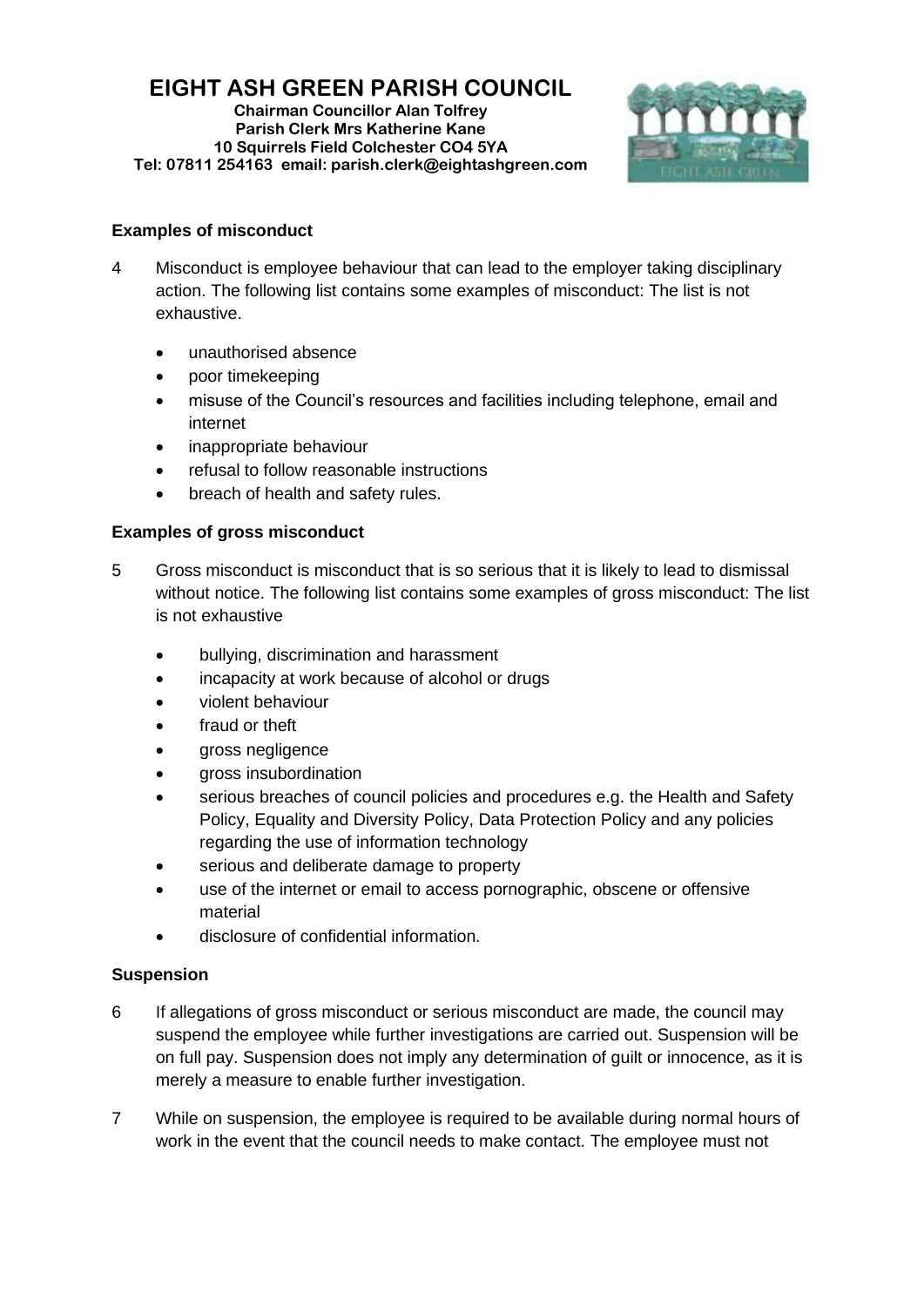**Examples of misconduct**

4 Misconduct is employee behaviour that can lead to the employer taking disciplinary action. The following list contains some examples of misconduct: The list is not exhaustive.

- unauthorised absence
- poor timekeeping
- misuse of the Council's resources and facilities including telephone, email and internet
- inappropriate behaviour
- refusal to follow reasonable instructions
- breach of health and safety rules.

**Examples of gross misconduct**

5 Gross misconduct is misconduct that is so serious that it is likely to lead to dismissal without notice. The following list contains some examples of gross misconduct: The list is not exhaustive

- bullying, discrimination and harassment
- incapacity at work because of alcohol or drugs
- violent behaviour
- fraud or theft
- gross negligence
- gross insubordination
- serious breaches of council policies and procedures e.g. the Health and Safety Policy, Equality and Diversity Policy, Data Protection Policy and any policies regarding the use of information technology
- serious and deliberate damage to property
- use of the internet or email to access pornographic, obscene or offensive material
- disclosure of confidential information.

**Suspension**

6 If allegations of gross misconduct or serious misconduct are made, the council may suspend the employee while further investigations are carried out. Suspension will be on full pay. Suspension does not imply any determination of guilt or innocence, as it is merely a measure to enable further investigation.

7 While on suspension, the employee is required to be available during normal hours of work in the event that the council needs to make contact. The employee must not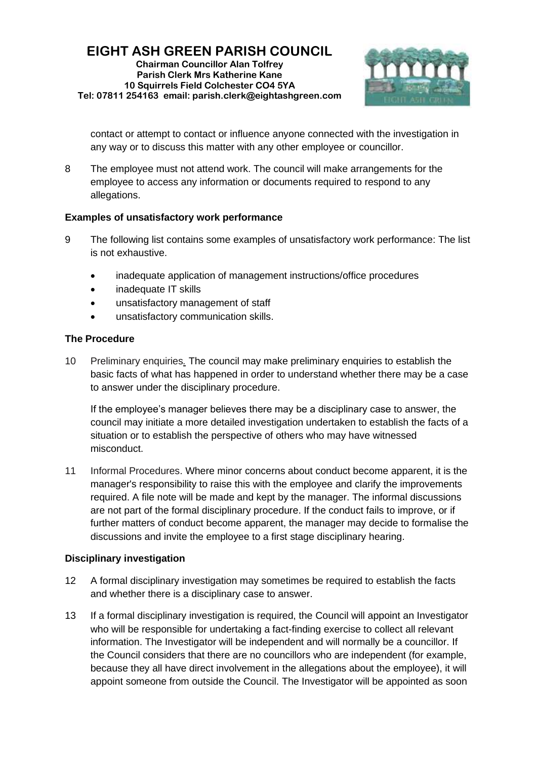contact or attempt to contact or influence anyone connected with the investigation in any way or to discuss this matter with any other employee or councillor.

8 The employee must not attend work. The council will make arrangements for the employee to access any information or documents required to respond to any allegations.

**Examples of unsatisfactory work performance**

9 The following list contains some examples of unsatisfactory work performance: The list is not exhaustive.

- inadequate application of management instructions/office procedures
- inadequate IT skills
- unsatisfactory management of staff
- unsatisfactory communication skills.

**The Procedure**

10 Preliminary enquiries. The council may make preliminary enquiries to establish the basic facts of what has happened in order to understand whether there may be a case to answer under the disciplinary procedure.

If the employee's manager believes there may be a disciplinary case to answer, the council may initiate a more detailed investigation undertaken to establish the facts of a situation or to establish the perspective of others who may have witnessed misconduct.

11 Informal Procedures. Where minor concerns about conduct become apparent, it is the manager's responsibility to raise this with the employee and clarify the improvements required. A file note will be made and kept by the manager. The informal discussions are not part of the formal disciplinary procedure. If the conduct fails to improve, or if further matters of conduct become apparent, the manager may decide to formalise the discussions and invite the employee to a first stage disciplinary hearing.

**Disciplinary investigation**

12 A formal disciplinary investigation may sometimes be required to establish the facts and whether there is a disciplinary case to answer.

13 If a formal disciplinary investigation is required, the Council will appoint an Investigator who will be responsible for undertaking a fact-finding exercise to collect all relevant information. The Investigator will be independent and will normally be a councillor. If the Council considers that there are no councillors who are independent (for example, because they all have direct involvement in the allegations about the employee), it will appoint someone from outside the Council. The Investigator will be appointed as soon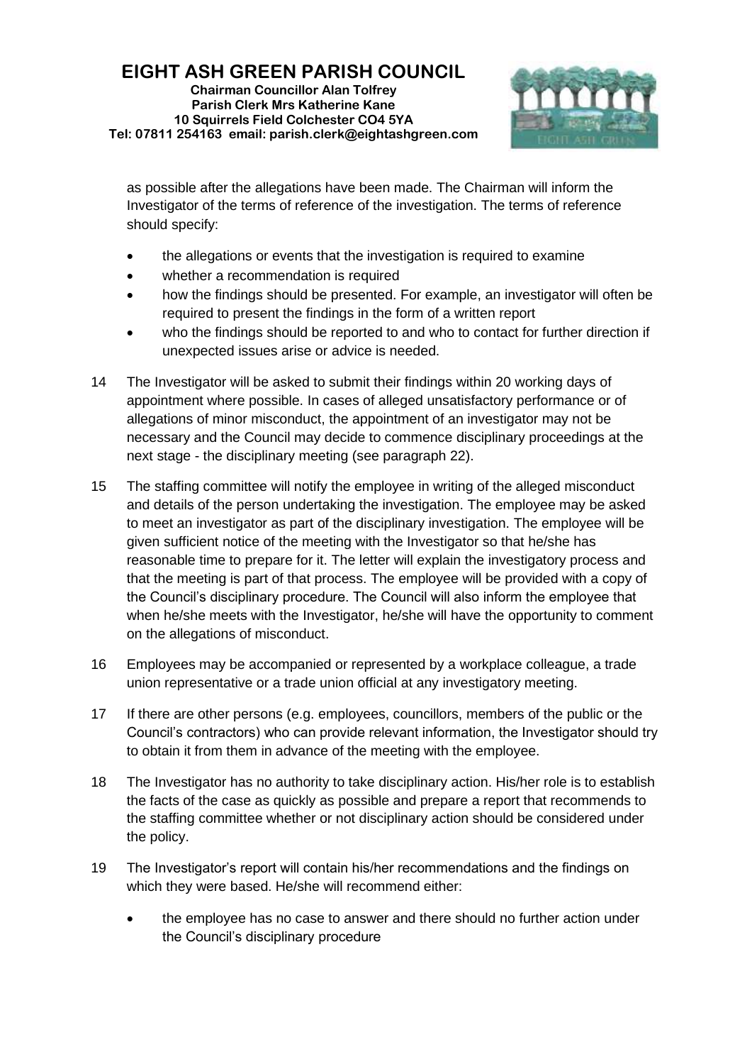as possible after the allegations have been made. The Chairman will inform the Investigator of the terms of reference of the investigation. The terms of reference should specify:

- the allegations or events that the investigation is required to examine
- whether a recommendation is required
- how the findings should be presented. For example, an investigator will often be required to present the findings in the form of a written report
- who the findings should be reported to and who to contact for further direction if unexpected issues arise or advice is needed.

14 The Investigator will be asked to submit their findings within 20 working days of appointment where possible. In cases of alleged unsatisfactory performance or of allegations of minor misconduct, the appointment of an investigator may not be necessary and the Council may decide to commence disciplinary proceedings at the next stage - the disciplinary meeting (see paragraph 22).

15 The staffing committee will notify the employee in writing of the alleged misconduct and details of the person undertaking the investigation. The employee may be asked to meet an investigator as part of the disciplinary investigation. The employee will be given sufficient notice of the meeting with the Investigator so that he/she has reasonable time to prepare for it. The letter will explain the investigatory process and that the meeting is part of that process. The employee will be provided with a copy of the Council's disciplinary procedure. The Council will also inform the employee that when he/she meets with the Investigator, he/she will have the opportunity to comment on the allegations of misconduct.

16 Employees may be accompanied or represented by a workplace colleague, a trade union representative or a trade union official at any investigatory meeting.

17 If there are other persons (e.g. employees, councillors, members of the public or the Council's contractors) who can provide relevant information, the Investigator should try to obtain it from them in advance of the meeting with the employee.

18 The Investigator has no authority to take disciplinary action. His/her role is to establish the facts of the case as quickly as possible and prepare a report that recommends to the staffing committee whether or not disciplinary action should be considered under the policy.

19 The Investigator's report will contain his/her recommendations and the findings on which they were based. He/she will recommend either:

- the employee has no case to answer and there should no further action under the Council's disciplinary procedure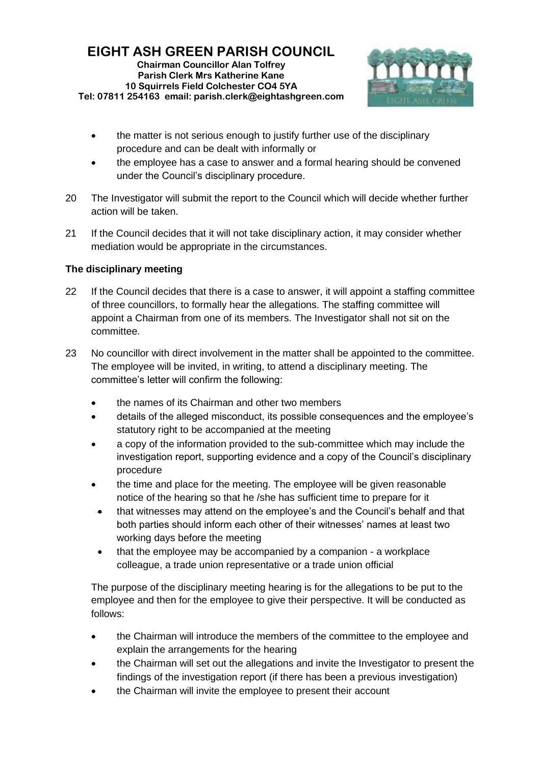- the matter is not serious enough to justify further use of the disciplinary procedure and can be dealt with informally or
- the employee has a case to answer and a formal hearing should be convened under the Council's disciplinary procedure.

20 The Investigator will submit the report to the Council which will decide whether further action will be taken.

21 If the Council decides that it will not take disciplinary action, it may consider whether mediation would be appropriate in the circumstances.

**The disciplinary meeting**

22 If the Council decides that there is a case to answer, it will appoint a staffing committee of three councillors, to formally hear the allegations. The staffing committee will appoint a Chairman from one of its members. The Investigator shall not sit on the committee.

23 No councillor with direct involvement in the matter shall be appointed to the committee. The employee will be invited, in writing, to attend a disciplinary meeting. The committee's letter will confirm the following:

- the names of its Chairman and other two members
- details of the alleged misconduct, its possible consequences and the employee's statutory right to be accompanied at the meeting
- a copy of the information provided to the sub-committee which may include the investigation report, supporting evidence and a copy of the Council's disciplinary procedure
- the time and place for the meeting. The employee will be given reasonable notice of the hearing so that he /she has sufficient time to prepare for it
- that witnesses may attend on the employee's and the Council's behalf and that both parties should inform each other of their witnesses' names at least two working days before the meeting
- that the employee may be accompanied by a companion - a workplace colleague, a trade union representative or a trade union official

The purpose of the disciplinary meeting hearing is for the allegations to be put to the employee and then for the employee to give their perspective. It will be conducted as follows:

- the Chairman will introduce the members of the committee to the employee and explain the arrangements for the hearing
- the Chairman will set out the allegations and invite the Investigator to present the findings of the investigation report (if there has been a previous investigation)
- the Chairman will invite the employee to present their account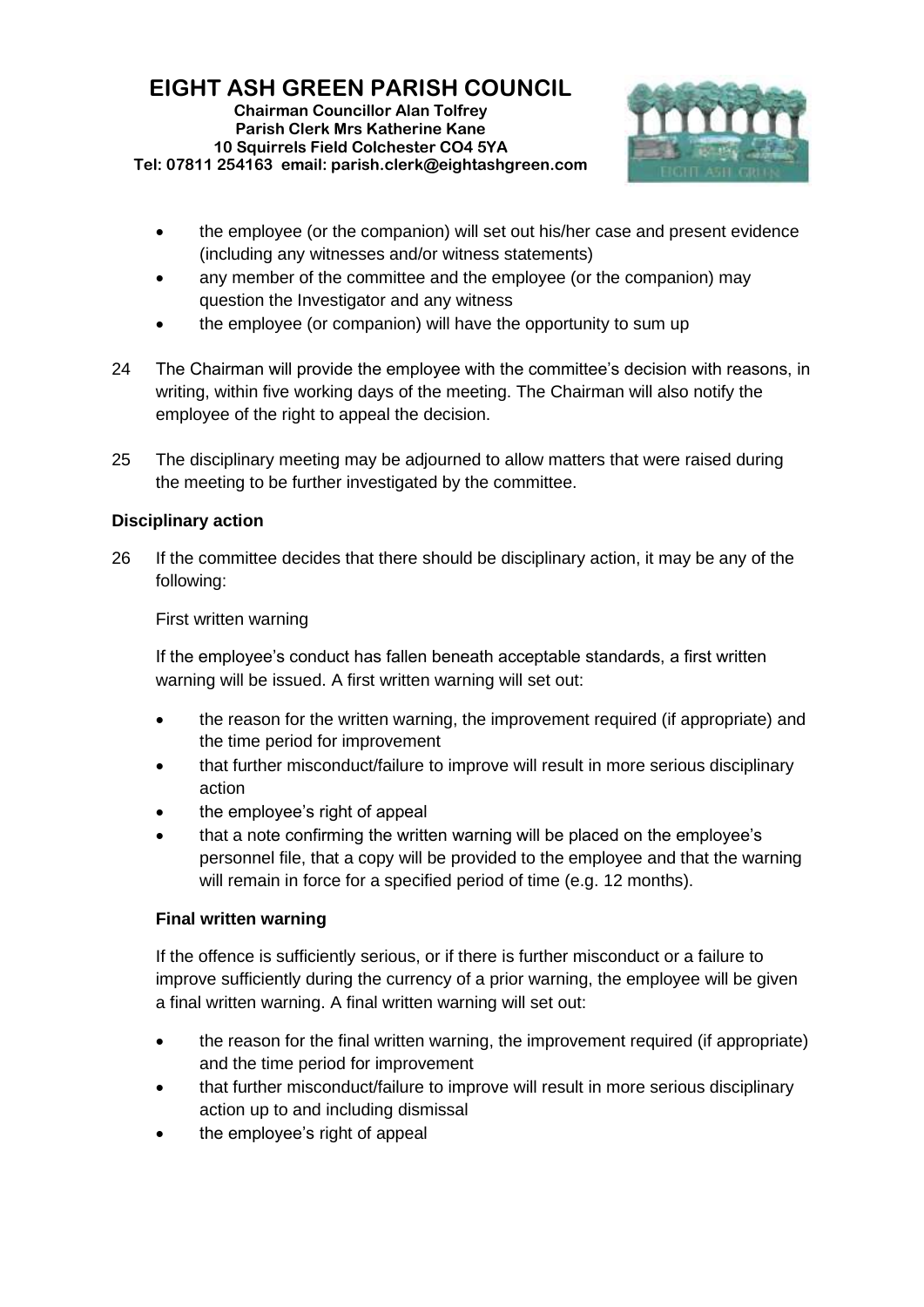- the employee (or the companion) will set out his/her case and present evidence (including any witnesses and/or witness statements)
- any member of the committee and the employee (or the companion) may question the Investigator and any witness
- the employee (or companion) will have the opportunity to sum up

24 The Chairman will provide the employee with the committee's decision with reasons, in writing, within five working days of the meeting. The Chairman will also notify the employee of the right to appeal the decision.

25 The disciplinary meeting may be adjourned to allow matters that were raised during the meeting to be further investigated by the committee.

**Disciplinary action**

26 If the committee decides that there should be disciplinary action, it may be any of the following:

First written warning

If the employee's conduct has fallen beneath acceptable standards, a first written warning will be issued. A first written warning will set out:

- the reason for the written warning, the improvement required (if appropriate) and the time period for improvement
- that further misconduct/failure to improve will result in more serious disciplinary action
- the employee's right of appeal
- that a note confirming the written warning will be placed on the employee's personnel file, that a copy will be provided to the employee and that the warning will remain in force for a specified period of time (e.g. 12 months).

**Final written warning**

If the offence is sufficiently serious, or if there is further misconduct or a failure to improve sufficiently during the currency of a prior warning, the employee will be given a final written warning. A final written warning will set out:

- the reason for the final written warning, the improvement required (if appropriate) and the time period for improvement
- that further misconduct/failure to improve will result in more serious disciplinary action up to and including dismissal
- the employee's right of appeal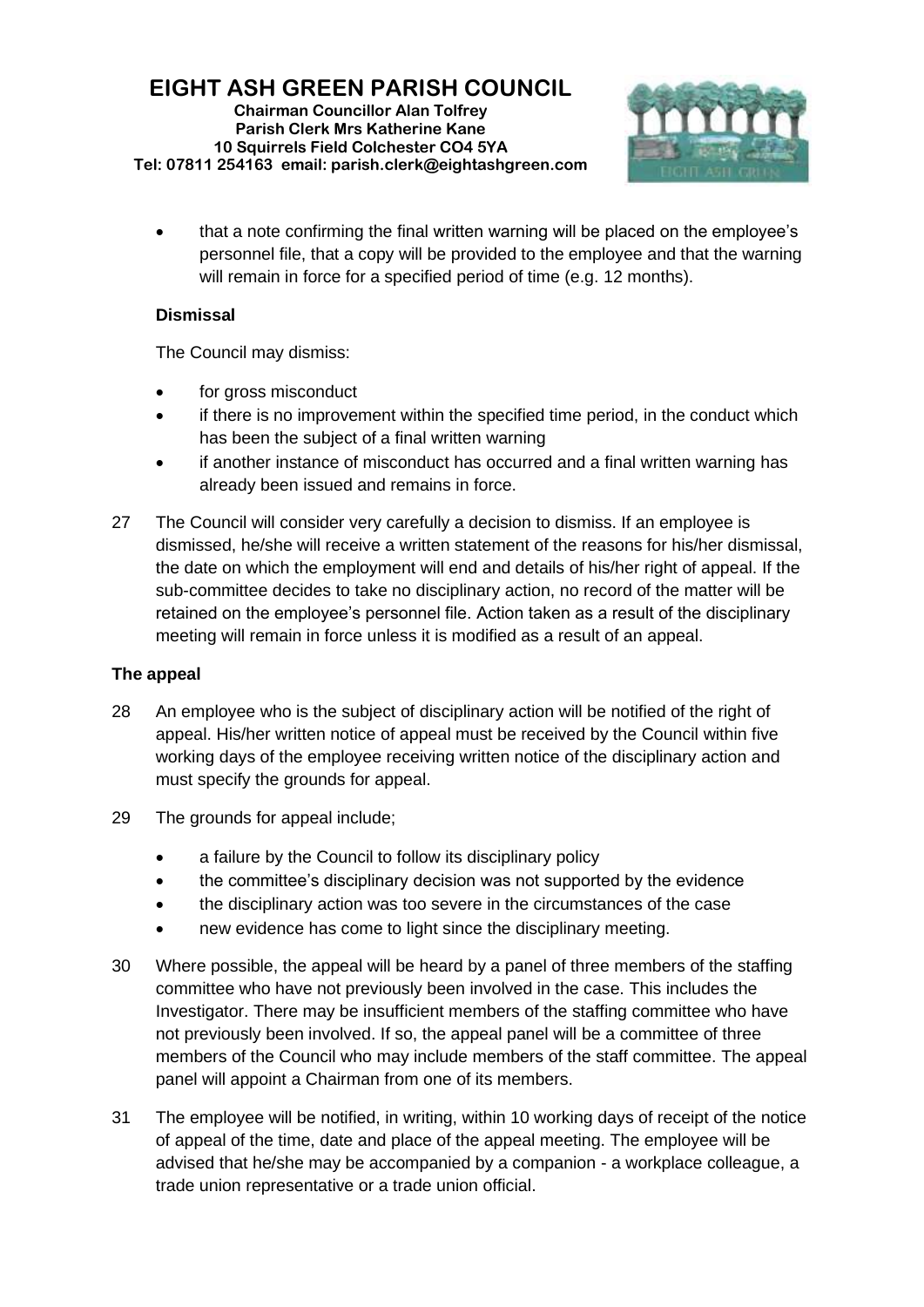- that a note confirming the final written warning will be placed on the employee's personnel file, that a copy will be provided to the employee and that the warning will remain in force for a specified period of time (e.g. 12 months).

**Dismissal**

The Council may dismiss:

- for gross misconduct
- if there is no improvement within the specified time period, in the conduct which has been the subject of a final written warning
- if another instance of misconduct has occurred and a final written warning has already been issued and remains in force.

27 The Council will consider very carefully a decision to dismiss. If an employee is dismissed, he/she will receive a written statement of the reasons for his/her dismissal, the date on which the employment will end and details of his/her right of appeal. If the sub-committee decides to take no disciplinary action, no record of the matter will be retained on the employee's personnel file. Action taken as a result of the disciplinary meeting will remain in force unless it is modified as a result of an appeal.

**The appeal**

28 An employee who is the subject of disciplinary action will be notified of the right of appeal. His/her written notice of appeal must be received by the Council within five working days of the employee receiving written notice of the disciplinary action and must specify the grounds for appeal.

29 The grounds for appeal include;

- a failure by the Council to follow its disciplinary policy
- the committee's disciplinary decision was not supported by the evidence
- the disciplinary action was too severe in the circumstances of the case
- new evidence has come to light since the disciplinary meeting.

30 Where possible, the appeal will be heard by a panel of three members of the staffing committee who have not previously been involved in the case. This includes the Investigator. There may be insufficient members of the staffing committee who have not previously been involved. If so, the appeal panel will be a committee of three members of the Council who may include members of the staff committee. The appeal panel will appoint a Chairman from one of its members.

31 The employee will be notified, in writing, within 10 working days of receipt of the notice of appeal of the time, date and place of the appeal meeting. The employee will be advised that he/she may be accompanied by a companion - a workplace colleague, a trade union representative or a trade union official.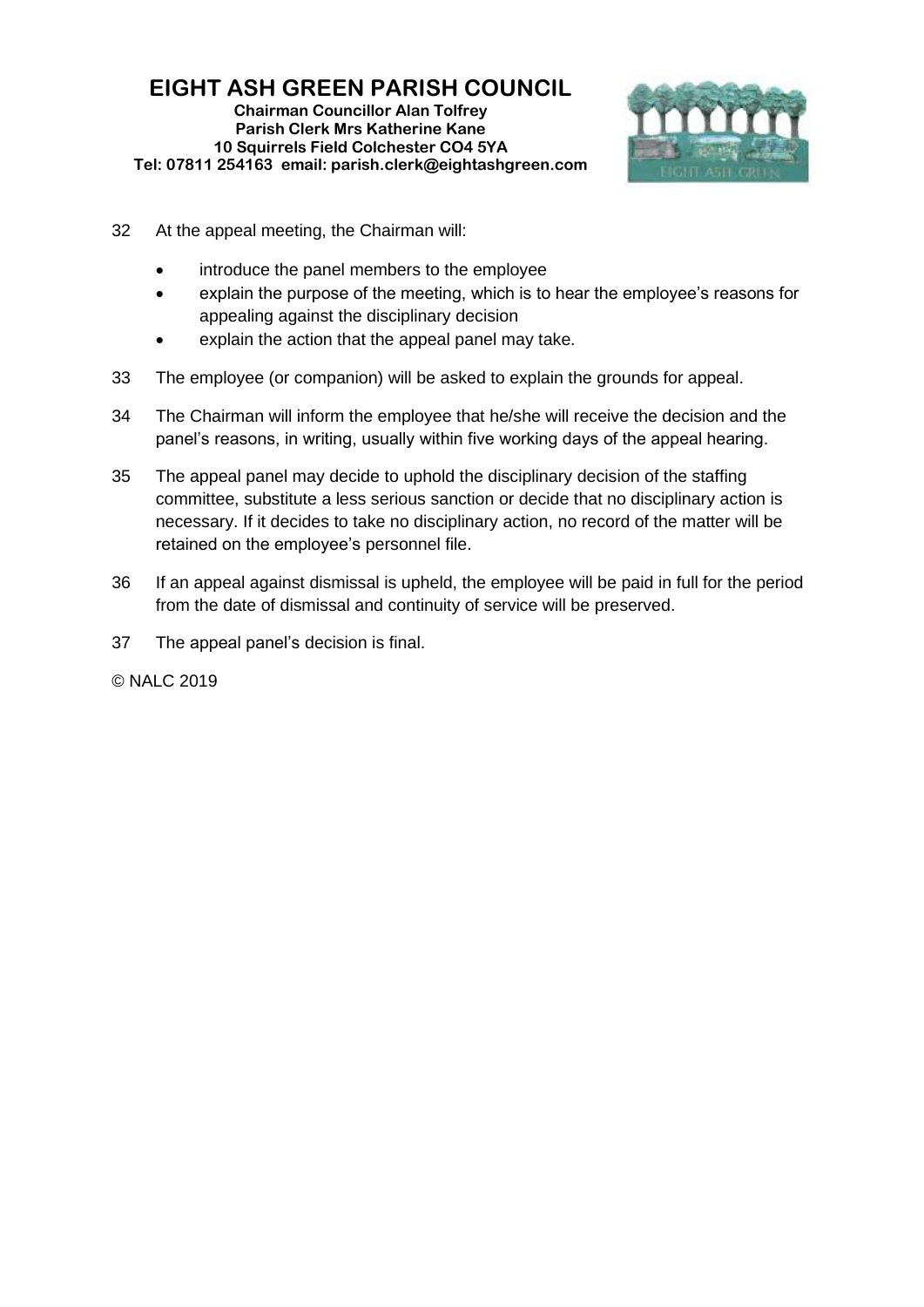32 At the appeal meeting, the Chairman will:

- introduce the panel members to the employee
- explain the purpose of the meeting, which is to hear the employee's reasons for appealing against the disciplinary decision
- explain the action that the appeal panel may take.

33 The employee (or companion) will be asked to explain the grounds for appeal.

34 The Chairman will inform the employee that he/she will receive the decision and the panel's reasons, in writing, usually within five working days of the appeal hearing.

35 The appeal panel may decide to uphold the disciplinary decision of the staffing committee, substitute a less serious sanction or decide that no disciplinary action is necessary. If it decides to take no disciplinary action, no record of the matter will be retained on the employee's personnel file.

36 If an appeal against dismissal is upheld, the employee will be paid in full for the period from the date of dismissal and continuity of service will be preserved.

37 The appeal panel's decision is final.

© NALC 2019